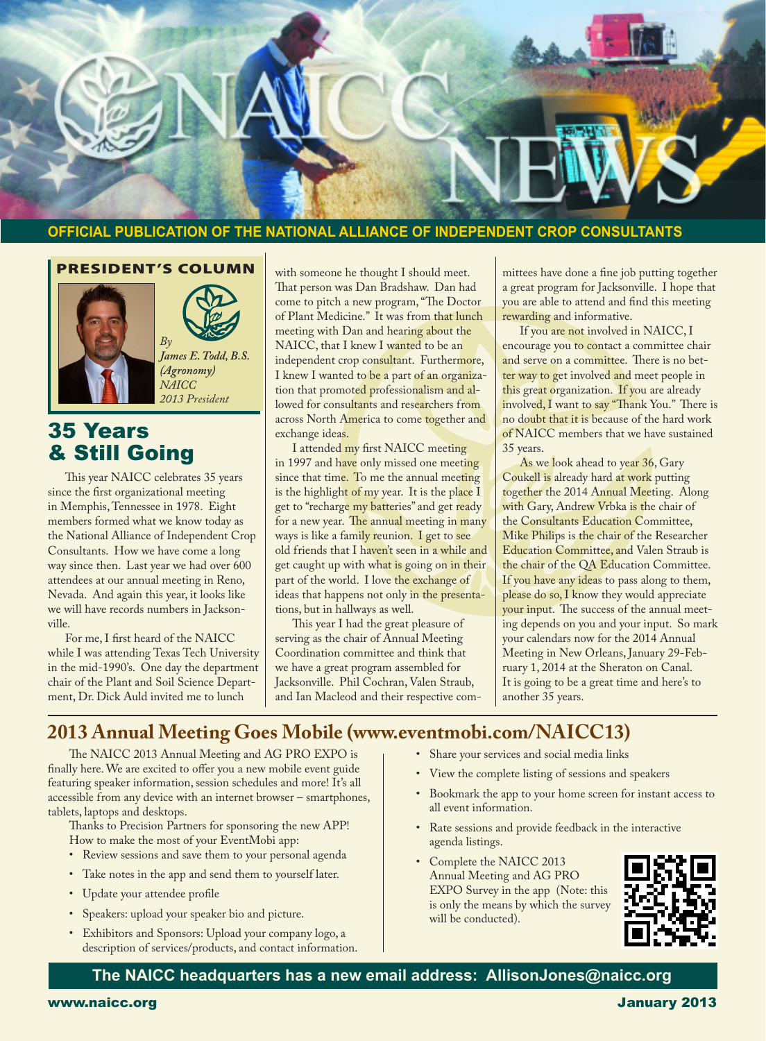# NAICC NEWS

**OFFICIAL PUBLICATION OF THE NATIONAL ALLIANCE OF INDEPENDENT CROP CONSULTANTS**

## PRESIDENT'S COLUMN

*By James E. Todd, B.S. (Agronomy) NAICC 2013 President*

## 35 Years & Still Going

This year NAICC celebrates 35 years since the first organizational meeting in Memphis, Tennessee in 1978. Eight members formed what we know today as the National Alliance of Independent Crop Consultants. How we have come a long way since then. Last year we had over 600 attendees at our annual meeting in Reno, Nevada. And again this year, it looks like we will have records numbers in Jacksonville.

For me, I first heard of the NAICC while I was attending Texas Tech University in the mid-1990's. One day the department chair of the Plant and Soil Science Department, Dr. Dick Auld invited me to lunch with someone he thought I should meet. That person was Dan Bradshaw. Dan had come to pitch a new program, "The Doctor of Plant Medicine." It was from that lunch meeting with Dan and hearing about the NAICC, that I knew I wanted to be an independent crop consultant. Furthermore, I knew I wanted to be a part of an organization that promoted professionalism and allowed for consultants and researchers from across North America to come together and exchange ideas.

I attended my first NAICC meeting in 1997 and have only missed one meeting since that time. To me the annual meeting is the highlight of my year. It is the place I get to "recharge my batteries" and get ready for a new year. The annual meeting in many ways is like a family reunion. I get to see old friends that I haven't seen in a while and get caught up with what is going on in their part of the world. I love the exchange of ideas that happens not only in the presentations, but in hallways as well.

This year I had the great pleasure of serving as the chair of Annual Meeting Coordination committee and think that we have a great program assembled for Jacksonville. Phil Cochran, Valen Straub, and Ian Macleod and their respective committees have done a fine job putting together a great program for Jacksonville. I hope that you are able to attend and find this meeting rewarding and informative.

If you are not involved in NAICC, I encourage you to contact a committee chair and serve on a committee. There is no better way to get involved and meet people in this great organization. If you are already involved, I want to say "Thank You." There is no doubt that it is because of the hard work of NAICC members that we have sustained 35 years.

As we look ahead to year 36, Gary Coukell is already hard at work putting together the 2014 Annual Meeting. Along with Gary, Andrew Vrbka is the chair of the Consultants Education Committee, Mike Philips is the chair of the Researcher Education Committee, and Valen Straub is the chair of the QA Education Committee. If you have any ideas to pass along to them, please do so, I know they would appreciate your input. The success of the annual meeting depends on you and your input. So mark your calendars now for the 2014 Annual Meeting in New Orleans, January 29-February 1, 2014 at the Sheraton on Canal. It is going to be a great time and here's to another 35 years.

## 2013 Annual Meeting Goes Mobile (www.eventmobi.com/NAICC13)

The NAICC 2013 Annual Meeting and AG PRO EXPO is finally here. We are excited to offer you a new mobile event guide featuring speaker information, session schedules and more! It's all accessible from any device with an internet browser – smartphones, tablets, laptops and desktops.

Thanks to Precision Partners for sponsoring the new APP!

How to make the most of your EventMobi app:

- Review sessions and save them to your personal agenda
- Take notes in the app and send them to yourself later.
- Update your attendee profile
- Speakers: upload your speaker bio and picture.
- Exhibitors and Sponsors: Upload your company logo, a description of services/products, and contact information.
- Share your services and social media links
- View the complete listing of sessions and speakers
- Bookmark the app to your home screen for instant access to all event information.
- Rate sessions and provide feedback in the interactive agenda listings.
- Complete the NAICC 2013 Annual Meeting and AG PRO EXPO Survey in the app (Note: this is only the means by which the survey will be conducted).

**The NAICC headquarters has a new email address: AllisonJones@naicc.org**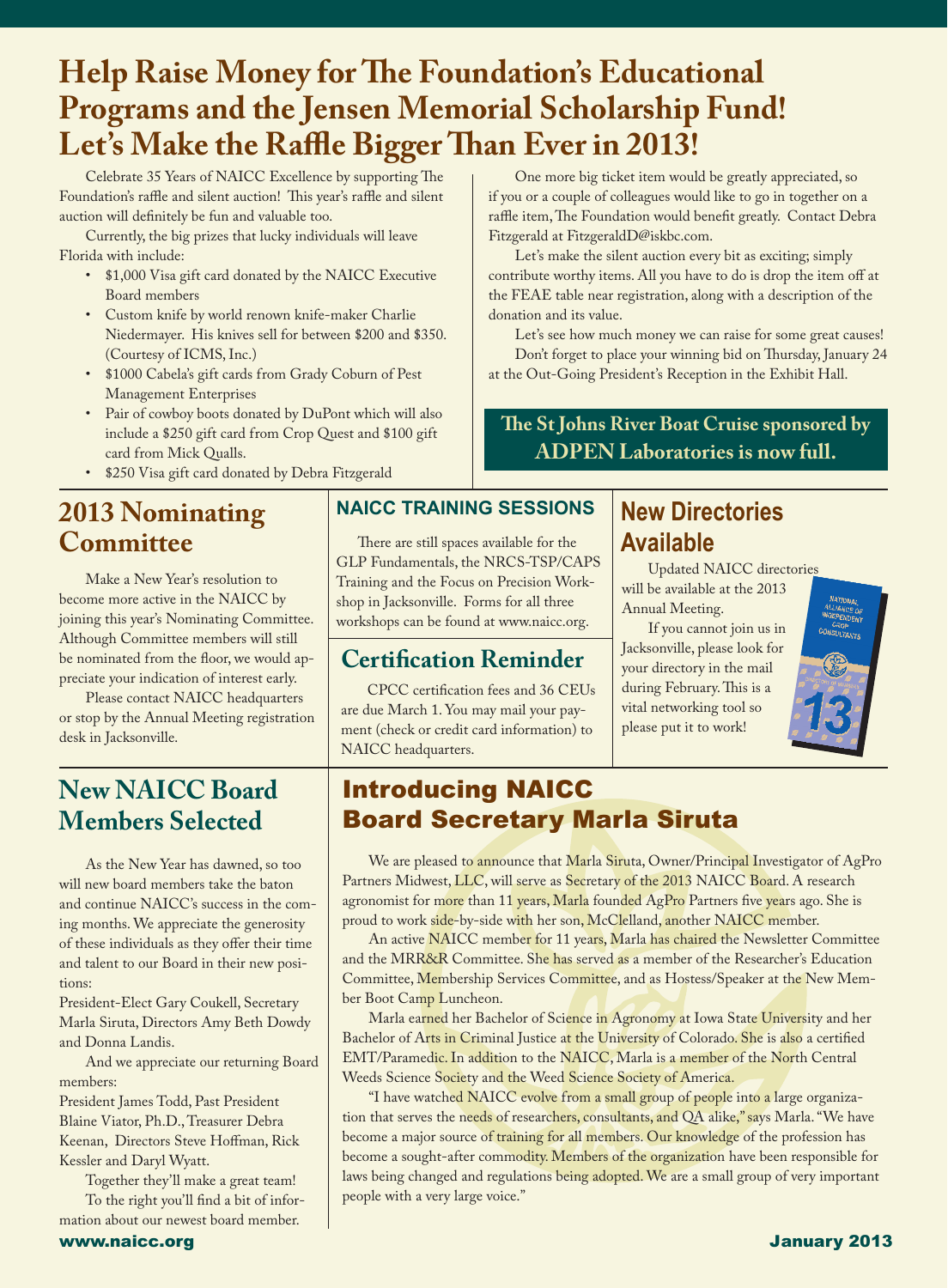# Help Raise Money for The Foundation's Educational Programs and the Jensen Memorial Scholarship Fund! Let's Make the Raffle Bigger Than Ever in 2013!

Celebrate 35 Years of NAICC Excellence by supporting The Foundation's raffle and silent auction! This year's raffle and silent auction will definitely be fun and valuable too.

Currently, the big prizes that lucky individuals will leave Florida with include:

- $1,000 Visa gift card donated by the NAICC Executive Board members
- Custom knife by world renown knife-maker Charlie Niedermayer. His knives sell for between $200 and $350. (Courtesy of ICMS, Inc.)
- $1000 Cabela's gift cards from Grady Coburn of Pest Management Enterprises
- Pair of cowboy boots donated by DuPont which will also include a $250 gift card from Crop Quest and $100 gift card from Mick Qualls.
- $250 Visa gift card donated by Debra Fitzgerald

One more big ticket item would be greatly appreciated, so if you or a couple of colleagues would like to go in together on a raffle item, The Foundation would benefit greatly. Contact Debra Fitzgerald at FitzgeraldD@iskbc.com.

Let's make the silent auction every bit as exciting; simply contribute worthy items. All you have to do is drop the item off at the FEAE table near registration, along with a description of the donation and its value.

Let's see how much money we can raise for some great causes!

Don't forget to place your winning bid on Thursday, January 24 at the Out-Going President's Reception in the Exhibit Hall.

**The St Johns River Boat Cruise sponsored by ADPEN Laboratories is now full.**

## 2013 Nominating Committee

Make a New Year's resolution to become more active in the NAICC by joining this year's Nominating Committee. Although Committee members will still be nominated from the floor, we would appreciate your indication of interest early.

Please contact NAICC headquarters or stop by the Annual Meeting registration desk in Jacksonville.

## NAICC TRAINING SESSIONS

There are still spaces available for the GLP Fundamentals, the NRCS-TSP/CAPS Training and the Focus on Precision Workshop in Jacksonville. Forms for all three workshops can be found at www.naicc.org.

## Certification Reminder

CPCC certification fees and 36 CEUs are due March 1. You may mail your payment (check or credit card information) to NAICC headquarters.

## New Directories Available

Updated NAICC directories will be available at the 2013 Annual Meeting.

If you cannot join us in Jacksonville, please look for your directory in the mail during February. This is a vital networking tool so please put it to work!

## New NAICC Board Members Selected

As the New Year has dawned, so too will new board members take the baton and continue NAICC's success in the coming months. We appreciate the generosity of these individuals as they offer their time and talent to our Board in their new positions:

President-Elect Gary Coukell, Secretary Marla Siruta, Directors Amy Beth Dowdy and Donna Landis.

And we appreciate our returning Board members:

President James Todd, Past President Blaine Viator, Ph.D., Treasurer Debra Keenan, Directors Steve Hoffman, Rick Kessler and Daryl Wyatt.

Together they'll make a great team!

To the right you'll find a bit of information about our newest board member.

## Introducing NAICC Board Secretary Marla Siruta

We are pleased to announce that Marla Siruta, Owner/Principal Investigator of AgPro Partners Midwest, LLC, will serve as Secretary of the 2013 NAICC Board. A research agronomist for more than 11 years, Marla founded AgPro Partners five years ago. She is proud to work side-by-side with her son, McClelland, another NAICC member.

An active NAICC member for 11 years, Marla has chaired the Newsletter Committee and the MRR&R Committee. She has served as a member of the Researcher's Education Committee, Membership Services Committee, and as Hostess/Speaker at the New Member Boot Camp Luncheon.

Marla earned her Bachelor of Science in Agronomy at Iowa State University and her Bachelor of Arts in Criminal Justice at the University of Colorado. She is also a certified EMT/Paramedic. In addition to the NAICC, Marla is a member of the North Central Weeds Science Society and the Weed Science Society of America.

"I have watched NAICC evolve from a small group of people into a large organization that serves the needs of researchers, consultants, and QA alike," says Marla. "We have become a major source of training for all members. Our knowledge of the profession has become a sought-after commodity. Members of the organization have been responsible for laws being changed and regulations being adopted. We are a small group of very important people with a very large voice."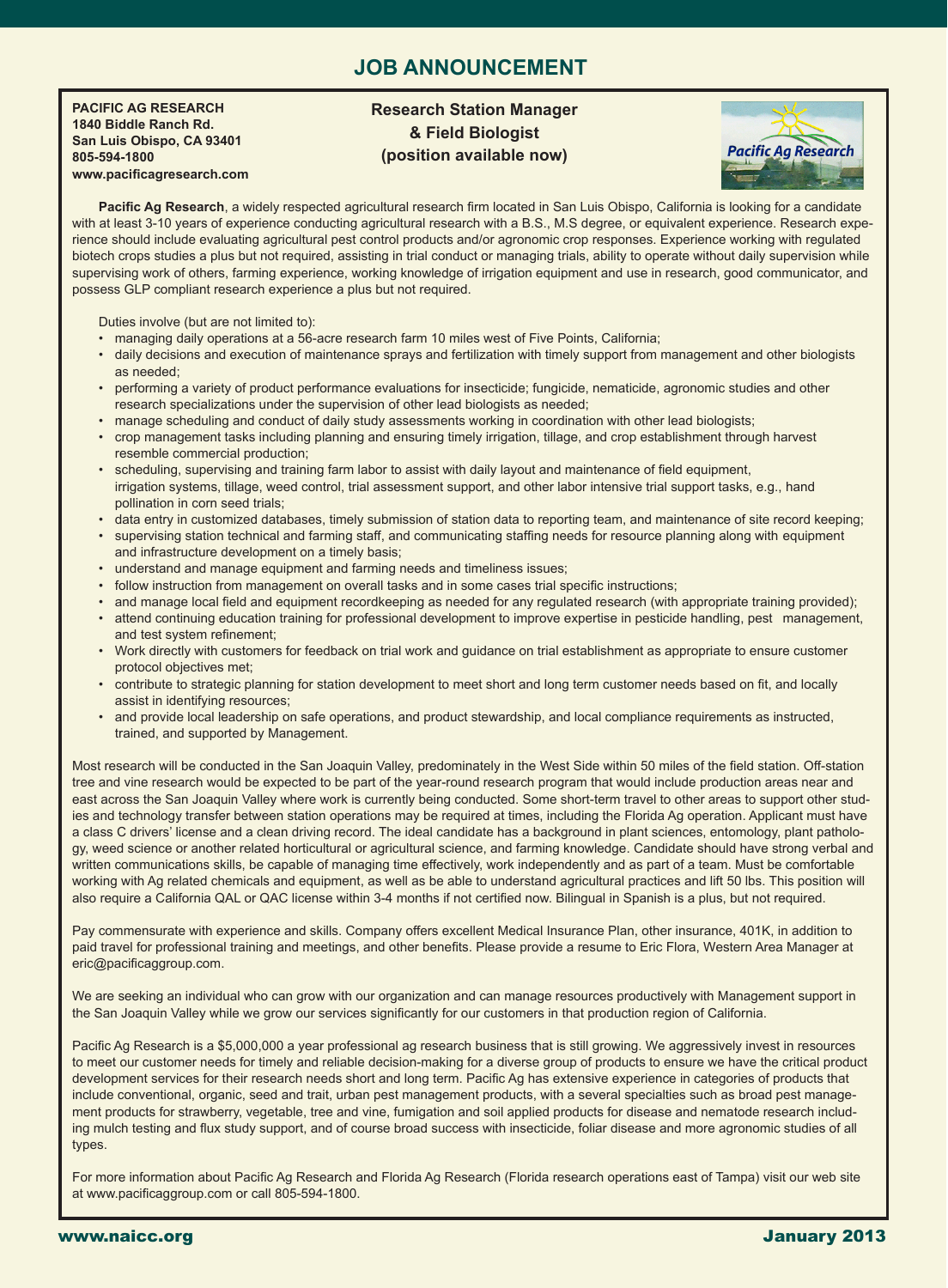# JOB ANNOUNCEMENT

**PACIFIC AG RESEARCH**
**1840 Biddle Ranch Rd.**
**San Luis Obispo, CA 93401**
**805-594-1800**
**www.pacificagresearch.com**

**Research Station Manager**
**& Field Biologist**
**(position available now)**

**Pacific Ag Research**, a widely respected agricultural research firm located in San Luis Obispo, California is looking for a candidate with at least 3-10 years of experience conducting agricultural research with a B.S., M.S degree, or equivalent experience. Research experience should include evaluating agricultural pest control products and/or agronomic crop responses. Experience working with regulated biotech crops studies a plus but not required, assisting in trial conduct or managing trials, ability to operate without daily supervision while supervising work of others, farming experience, working knowledge of irrigation equipment and use in research, good communicator, and possess GLP compliant research experience a plus but not required.

Duties involve (but are not limited to):

- managing daily operations at a 56-acre research farm 10 miles west of Five Points, California;
- daily decisions and execution of maintenance sprays and fertilization with timely support from management and other biologists as needed;
- performing a variety of product performance evaluations for insecticide; fungicide, nematicide, agronomic studies and other research specializations under the supervision of other lead biologists as needed;
- manage scheduling and conduct of daily study assessments working in coordination with other lead biologists;
- crop management tasks including planning and ensuring timely irrigation, tillage, and crop establishment through harvest resemble commercial production;
- scheduling, supervising and training farm labor to assist with daily layout and maintenance of field equipment, irrigation systems, tillage, weed control, trial assessment support, and other labor intensive trial support tasks, e.g., hand pollination in corn seed trials;
- data entry in customized databases, timely submission of station data to reporting team, and maintenance of site record keeping;
- supervising station technical and farming staff, and communicating staffing needs for resource planning along with equipment and infrastructure development on a timely basis;
- understand and manage equipment and farming needs and timeliness issues;
- follow instruction from management on overall tasks and in some cases trial specific instructions;
- and manage local field and equipment recordkeeping as needed for any regulated research (with appropriate training provided);
- attend continuing education training for professional development to improve expertise in pesticide handling, pest management, and test system refinement;
- Work directly with customers for feedback on trial work and guidance on trial establishment as appropriate to ensure customer protocol objectives met;
- contribute to strategic planning for station development to meet short and long term customer needs based on fit, and locally assist in identifying resources;
- and provide local leadership on safe operations, and product stewardship, and local compliance requirements as instructed, trained, and supported by Management.

Most research will be conducted in the San Joaquin Valley, predominately in the West Side within 50 miles of the field station. Off-station tree and vine research would be expected to be part of the year-round research program that would include production areas near and east across the San Joaquin Valley where work is currently being conducted. Some short-term travel to other areas to support other studies and technology transfer between station operations may be required at times, including the Florida Ag operation. Applicant must have a class C drivers' license and a clean driving record. The ideal candidate has a background in plant sciences, entomology, plant pathology, weed science or another related horticultural or agricultural science, and farming knowledge. Candidate should have strong verbal and written communications skills, be capable of managing time effectively, work independently and as part of a team. Must be comfortable working with Ag related chemicals and equipment, as well as be able to understand agricultural practices and lift 50 lbs. This position will also require a California QAL or QAC license within 3-4 months if not certified now. Bilingual in Spanish is a plus, but not required.

Pay commensurate with experience and skills. Company offers excellent Medical Insurance Plan, other insurance, 401K, in addition to paid travel for professional training and meetings, and other benefits. Please provide a resume to Eric Flora, Western Area Manager at eric@pacificaggroup.com.

We are seeking an individual who can grow with our organization and can manage resources productively with Management support in the San Joaquin Valley while we grow our services significantly for our customers in that production region of California.

Pacific Ag Research is a $5,000,000 a year professional ag research business that is still growing. We aggressively invest in resources to meet our customer needs for timely and reliable decision-making for a diverse group of products to ensure we have the critical product development services for their research needs short and long term. Pacific Ag has extensive experience in categories of products that include conventional, organic, seed and trait, urban pest management products, with a several specialties such as broad pest management products for strawberry, vegetable, tree and vine, fumigation and soil applied products for disease and nematode research including mulch testing and flux study support, and of course broad success with insecticide, foliar disease and more agronomic studies of all types.

For more information about Pacific Ag Research and Florida Ag Research (Florida research operations east of Tampa) visit our web site at www.pacificaggroup.com or call 805-594-1800.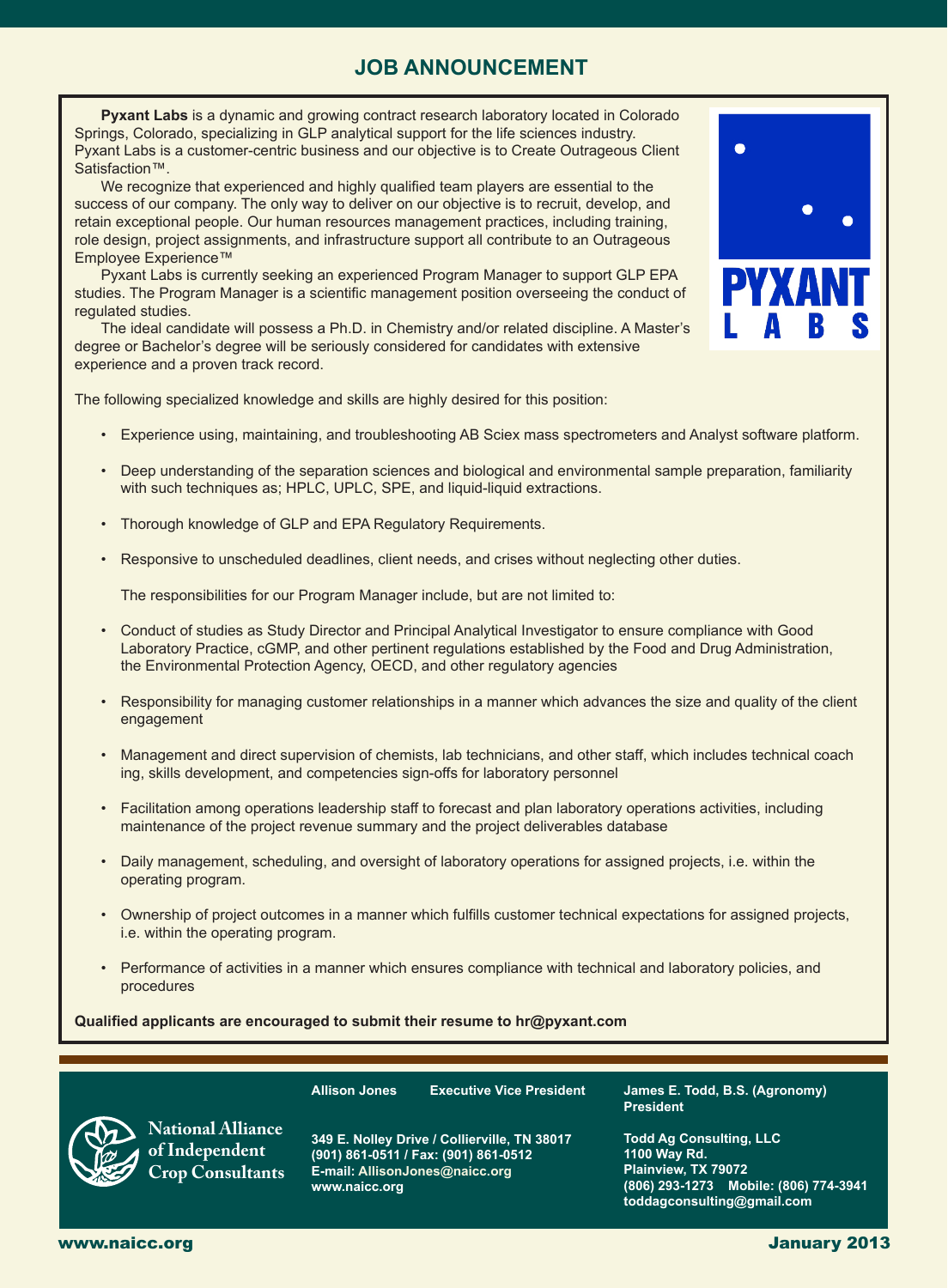# JOB ANNOUNCEMENT

**Pyxant Labs** is a dynamic and growing contract research laboratory located in Colorado Springs, Colorado, specializing in GLP analytical support for the life sciences industry. Pyxant Labs is a customer-centric business and our objective is to Create Outrageous Client Satisfaction™.

We recognize that experienced and highly qualified team players are essential to the success of our company. The only way to deliver on our objective is to recruit, develop, and retain exceptional people. Our human resources management practices, including training, role design, project assignments, and infrastructure support all contribute to an Outrageous Employee Experience™

Pyxant Labs is currently seeking an experienced Program Manager to support GLP EPA studies. The Program Manager is a scientific management position overseeing the conduct of regulated studies.

The ideal candidate will possess a Ph.D. in Chemistry and/or related discipline. A Master's degree or Bachelor's degree will be seriously considered for candidates with extensive experience and a proven track record.

PYXANT LABS

The following specialized knowledge and skills are highly desired for this position:

- Experience using, maintaining, and troubleshooting AB Sciex mass spectrometers and Analyst software platform.
- Deep understanding of the separation sciences and biological and environmental sample preparation, familiarity with such techniques as; HPLC, UPLC, SPE, and liquid-liquid extractions.
- Thorough knowledge of GLP and EPA Regulatory Requirements.
- Responsive to unscheduled deadlines, client needs, and crises without neglecting other duties.

The responsibilities for our Program Manager include, but are not limited to:

- Conduct of studies as Study Director and Principal Analytical Investigator to ensure compliance with Good Laboratory Practice, cGMP, and other pertinent regulations established by the Food and Drug Administration, the Environmental Protection Agency, OECD, and other regulatory agencies
- Responsibility for managing customer relationships in a manner which advances the size and quality of the client engagement
- Management and direct supervision of chemists, lab technicians, and other staff, which includes technical coach ing, skills development, and competencies sign-offs for laboratory personnel
- Facilitation among operations leadership staff to forecast and plan laboratory operations activities, including maintenance of the project revenue summary and the project deliverables database
- Daily management, scheduling, and oversight of laboratory operations for assigned projects, i.e. within the operating program.
- Ownership of project outcomes in a manner which fulfills customer technical expectations for assigned projects, i.e. within the operating program.
- Performance of activities in a manner which ensures compliance with technical and laboratory policies, and procedures

**Qualified applicants are encouraged to submit their resume to hr@pyxant.com**

---

National Alliance of Independent Crop Consultants

**Allison Jones** **Executive Vice President**

**349 E. Nolley Drive / Collierville, TN 38017**
**(901) 861-0511 / Fax: (901) 861-0512**
**E-mail: AllisonJones@naicc.org**
**www.naicc.org**

**James E. Todd, B.S. (Agronomy)**
**President**

**Todd Ag Consulting, LLC**
**1100 Way Rd.**
**Plainview, TX 79072**
**(806) 293-1273 Mobile: (806) 774-3941**
**toddagconsulting@gmail.com**